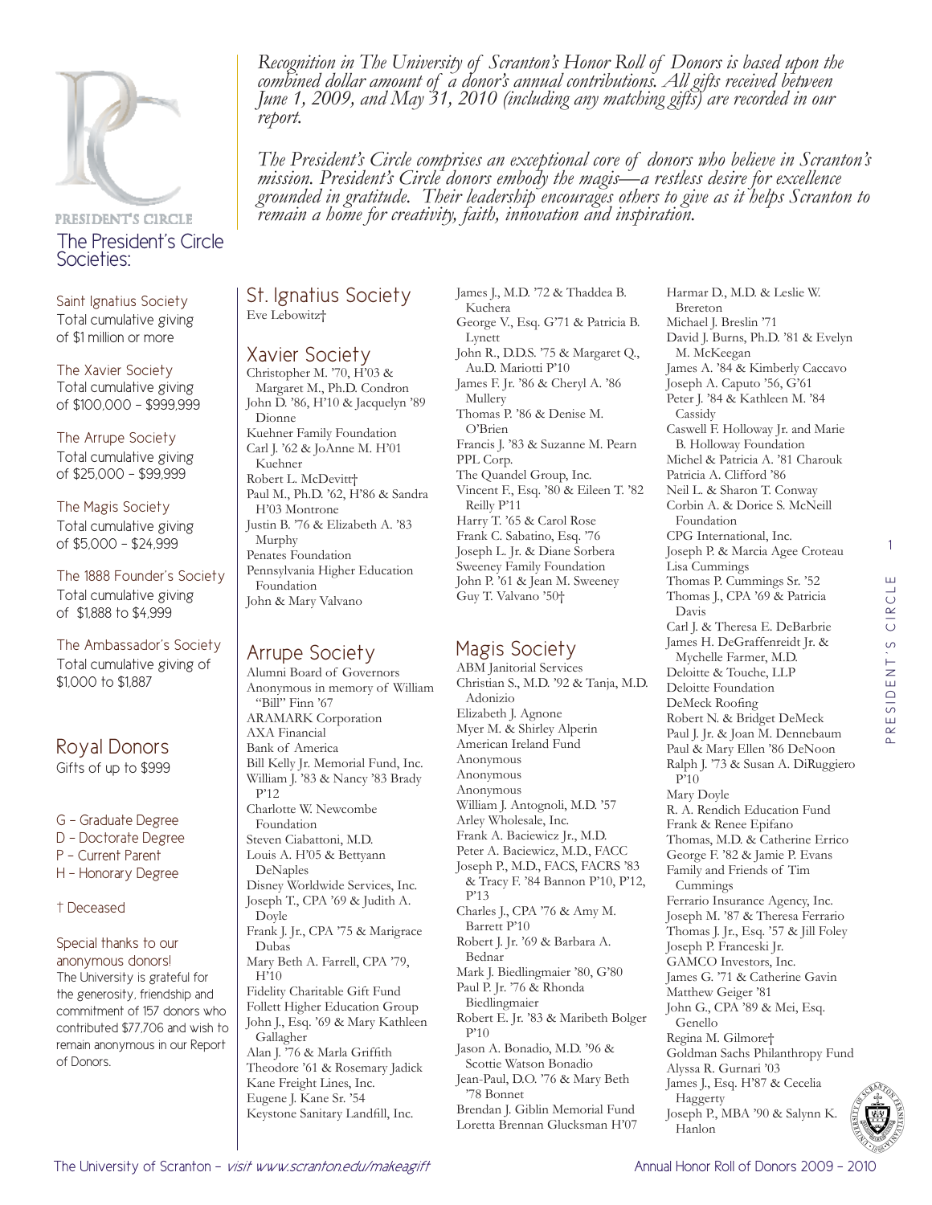*Recognition in The University of Scranton's Honor Roll of Donors is based upon the combined dollar amount of a donor's annual contributions. All gifts received between June 1, 2009, and May 31, 2010 (including any matching gifts) are recorded in our report.*

*The President's Circle comprises an exceptional core of donors who believe in Scranton's mission. President's Circle donors embody the magis—a restless desire for excellence grounded in gratitude. Their leadership encourages others to give as it helps Scranton to remain a home for creativity, faith, innovation and inspiration.*

PRESIDENT'S CIRCLE

## The President's Circle Societies:

Saint Ignatius Society
Total cumulative giving of $1 million or more

The Xavier Society
Total cumulative giving of $100,000 – $999,999

The Arrupe Society
Total cumulative giving of $25,000 – $99,999

The Magis Society
Total cumulative giving of $5,000 – $24,999

The 1888 Founder's Society
Total cumulative giving of $1,888 to $4,999

The Ambassador's Society
Total cumulative giving of $1,000 to $1,887

## Royal Donors
Gifts of up to $999

G – Graduate Degree
D – Doctorate Degree
P – Current Parent
H – Honorary Degree

† Deceased

Special thanks to our anonymous donors!
The University is grateful for the generosity, friendship and commitment of 157 donors who contributed $77,706 and wish to remain anonymous in our Report of Donors.

## St. Ignatius Society

Eve Lebowitz†

## Xavier Society

Christopher M. '70, H'03 & Margaret M., Ph.D. Condron
John D. '86, H'10 & Jacquelyn '89 Dionne
Kuehner Family Foundation
Carl J. '62 & JoAnne M. H'01 Kuehner
Robert L. McDevitt†
Paul M., Ph.D. '62, H'86 & Sandra H'03 Montrone
Justin B. '76 & Elizabeth A. '83 Murphy
Penates Foundation
Pennsylvania Higher Education Foundation
John & Mary Valvano

## Arrupe Society

Alumni Board of Governors
Anonymous in memory of William "Bill" Finn '67
ARAMARK Corporation
AXA Financial
Bank of America
Bill Kelly Jr. Memorial Fund, Inc.
William J. '83 & Nancy '83 Brady P'12
Charlotte W. Newcombe Foundation
Steven Ciabattoni, M.D.
Louis A. H'05 & Bettyann DeNaples
Disney Worldwide Services, Inc.
Joseph T., CPA '69 & Judith A. Doyle
Frank J. Jr., CPA '75 & Marigrace Dubas
Mary Beth A. Farrell, CPA '79, H'10
Fidelity Charitable Gift Fund
Follett Higher Education Group
John J., Esq. '69 & Mary Kathleen Gallagher
Alan J. '76 & Marla Griffith
Theodore '61 & Rosemary Jadick
Kane Freight Lines, Inc.
Eugene J. Kane Sr. '54
Keystone Sanitary Landfill, Inc.
James J., M.D. '72 & Thaddea B. Kuchera
George V., Esq. G'71 & Patricia B. Lynett
John R., D.D.S. '75 & Margaret Q., Au.D. Mariotti P'10
James F. Jr. '86 & Cheryl A. '86 Mullery
Thomas P. '86 & Denise M. O'Brien
Francis J. '83 & Suzanne M. Pearn
PPL Corp.
The Quandel Group, Inc.
Vincent F., Esq. '80 & Eileen T. '82 Reilly P'11
Harry T. '65 & Carol Rose
Frank C. Sabatino, Esq. '76
Joseph L. Jr. & Diane Sorbera
Sweeney Family Foundation
John P. '61 & Jean M. Sweeney
Guy T. Valvano '50†

## Magis Society

ABM Janitorial Services
Christian S., M.D. '92 & Tanja, M.D. Adonizio
Elizabeth J. Agnone
Myer M. & Shirley Alperin
American Ireland Fund
Anonymous
Anonymous
Anonymous
William J. Antognoli, M.D. '57
Arley Wholesale, Inc.
Frank A. Baciewicz Jr., M.D.
Peter A. Baciewicz, M.D., FACC
Joseph P., M.D., FACS, FACRS '83 & Tracy F. '84 Bannon P'10, P'12, P'13
Charles J., CPA '76 & Amy M. Barrett P'10
Robert J. Jr. '69 & Barbara A. Bednar
Mark J. Biedlingmaier '80, G'80
Paul P. Jr. '76 & Rhonda Biedlingmaier
Robert E. Jr. '83 & Maribeth Bolger P'10
Jason A. Bonadio, M.D. '96 & Scottie Watson Bonadio
Jean-Paul, D.O. '76 & Mary Beth '78 Bonnet
Brendan J. Giblin Memorial Fund
Loretta Brennan Glucksman H'07
Harmar D., M.D. & Leslie W. Brereton
Michael J. Breslin '71
David J. Burns, Ph.D. '81 & Evelyn M. McKeegan
James A. '84 & Kimberly Caccavo
Joseph A. Caputo '56, G'61
Peter J. '84 & Kathleen M. '84 Cassidy
Caswell F. Holloway Jr. and Marie B. Holloway Foundation
Michel & Patricia A. '81 Charouk
Patricia A. Clifford '86
Neil L. & Sharon T. Conway
Corbin A. & Dorice S. McNeill Foundation
CPG International, Inc.
Joseph P. & Marcia Agee Croteau
Lisa Cummings
Thomas P. Cummings Sr. '52
Thomas J., CPA '69 & Patricia Davis
Carl J. & Theresa E. DeBarbrie
James H. DeGraffenreidt Jr. & Mychelle Farmer, M.D.
Deloitte & Touche, LLP
Deloitte Foundation
DeMeck Roofing
Robert N. & Bridget DeMeck
Paul J. Jr. & Joan M. Dennebaum
Paul & Mary Ellen '86 DeNoon
Ralph J. '73 & Susan A. DiRuggiero P'10
Mary Doyle
R. A. Rendich Education Fund
Frank & Renee Epifano
Thomas, M.D. & Catherine Errico
George F. '82 & Jamie P. Evans
Family and Friends of Tim Cummings
Ferrario Insurance Agency, Inc.
Joseph M. '87 & Theresa Ferrario
Thomas J. Jr., Esq. '57 & Jill Foley
Joseph P. Franceski Jr.
GAMCO Investors, Inc.
James G. '71 & Catherine Gavin
Matthew Geiger '81
John G., CPA '89 & Mei, Esq. Genello
Regina M. Gilmore†
Goldman Sachs Philanthropy Fund
Alyssa R. Gurnari '03
James J., Esq. H'87 & Cecelia Haggerty
Joseph P., MBA '90 & Salynn K. Hanlon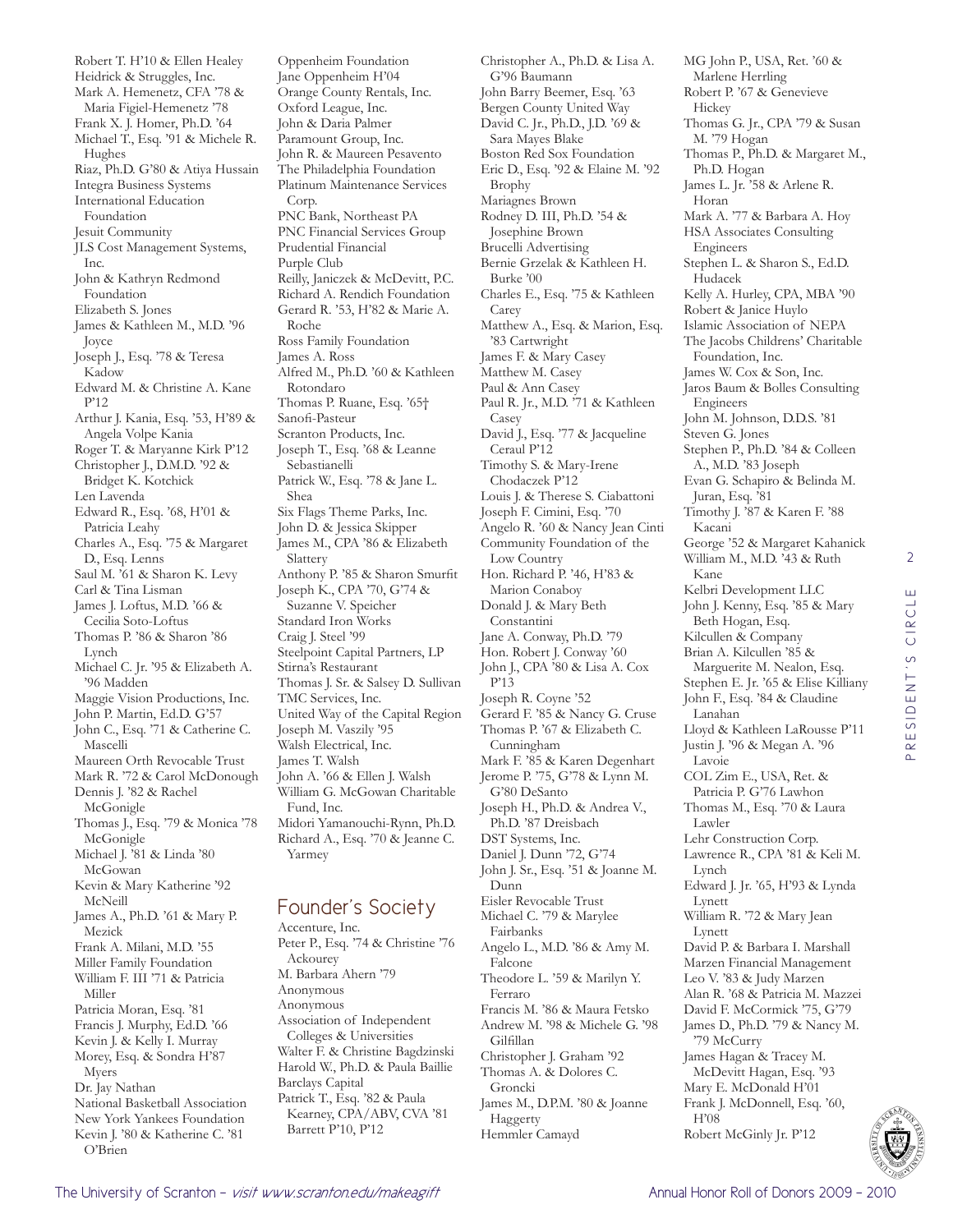Robert T. H'10 & Ellen Healey
Heidrick & Struggles, Inc.
Mark A. Hemenetz, CFA '78 & Maria Figiel-Hemenetz '78
Frank X. J. Homer, Ph.D. '64
Michael T., Esq. '91 & Michele R. Hughes
Riaz, Ph.D. G'80 & Atiya Hussain
Integra Business Systems
International Education Foundation
Jesuit Community
JLS Cost Management Systems, Inc.
John & Kathryn Redmond Foundation
Elizabeth S. Jones
James & Kathleen M., M.D. '96 Joyce
Joseph J., Esq. '78 & Teresa Kadow
Edward M. & Christine A. Kane P'12
Arthur J. Kania, Esq. '53, H'89 & Angela Volpe Kania
Roger T. & Maryanne Kirk P'12
Christopher J., D.M.D. '92 & Bridget K. Kotchick
Len Lavenda
Edward R., Esq. '68, H'01 & Patricia Leahy
Charles A., Esq. '75 & Margaret D., Esq. Lenns
Saul M. '61 & Sharon K. Levy
Carl & Tina Lisman
James J. Loftus, M.D. '66 & Cecilia Soto-Loftus
Thomas P. '86 & Sharon '86 Lynch
Michael C. Jr. '95 & Elizabeth A. '96 Madden
Maggie Vision Productions, Inc.
John P. Martin, Ed.D. G'57
John C., Esq. '71 & Catherine C. Mascelli
Maureen Orth Revocable Trust
Mark R. '72 & Carol McDonough
Dennis J. '82 & Rachel McGonigle
Thomas J., Esq. '79 & Monica '78 McGonigle
Michael J. '81 & Linda '80 McGowan
Kevin & Mary Katherine '92 McNeill
James A., Ph.D. '61 & Mary P. Mezick
Frank A. Milani, M.D. '55
Miller Family Foundation
William F. III '71 & Patricia Miller
Patricia Moran, Esq. '81
Francis J. Murphy, Ed.D. '66
Kevin J. & Kelly I. Murray
Morey, Esq. & Sondra H'87 Myers
Dr. Jay Nathan
National Basketball Association
New York Yankees Foundation
Kevin J. '80 & Katherine C. '81 O'Brien
Oppenheim Foundation
Jane Oppenheim H'04
Orange County Rentals, Inc.
Oxford League, Inc.
John & Daria Palmer
Paramount Group, Inc.
John R. & Maureen Pesavento
The Philadelphia Foundation
Platinum Maintenance Services Corp.
PNC Bank, Northeast PA
PNC Financial Services Group
Prudential Financial
Purple Club
Reilly, Janiczek & McDevitt, P.C.
Richard A. Rendich Foundation
Gerard R. '53, H'82 & Marie A. Roche
Ross Family Foundation
James A. Ross
Alfred M., Ph.D. '60 & Kathleen Rotondaro
Thomas P. Ruane, Esq. '65†
Sanofi-Pasteur
Scranton Products, Inc.
Joseph T., Esq. '68 & Leanne Sebastianelli
Patrick W., Esq. '78 & Jane L. Shea
Six Flags Theme Parks, Inc.
John D. & Jessica Skipper
James M., CPA '86 & Elizabeth Slattery
Anthony P. '85 & Sharon Smurfit
Joseph K., CPA '70, G'74 & Suzanne V. Speicher
Standard Iron Works
Craig J. Steel '99
Steelpoint Capital Partners, LP
Stirna's Restaurant
Thomas J. Sr. & Salsey D. Sullivan
TMC Services, Inc.
United Way of the Capital Region
Joseph M. Vaszily '95
Walsh Electrical, Inc.
James T. Walsh
John A. '66 & Ellen J. Walsh
William G. McGowan Charitable Fund, Inc.
Midori Yamanouchi-Rynn, Ph.D.
Richard A., Esq. '70 & Jeanne C. Yarmey

## Founder's Society

Accenture, Inc.
Peter P., Esq. '74 & Christine '76 Ackourey
M. Barbara Ahern '79
Anonymous
Anonymous
Association of Independent Colleges & Universities
Walter F. & Christine Bagdzinski
Harold W., Ph.D. & Paula Baillie
Barclays Capital
Patrick T., Esq. '82 & Paula Kearney, CPA/ABV, CVA '81 Barrett P'10, P'12
Christopher A., Ph.D. & Lisa A. G'96 Baumann
John Barry Beemer, Esq. '63
Bergen County United Way
David C. Jr., Ph.D., J.D. '69 & Sara Mayes Blake
Boston Red Sox Foundation
Eric D., Esq. '92 & Elaine M. '92 Brophy
Mariagnes Brown
Rodney D. III, Ph.D. '54 & Josephine Brown
Brucelli Advertising
Bernie Grzelak & Kathleen H. Burke '00
Charles E., Esq. '75 & Kathleen Carey
Matthew A., Esq. & Marion, Esq. '83 Cartwright
James F. & Mary Casey
Matthew M. Casey
Paul & Ann Casey
Paul R. Jr., M.D. '71 & Kathleen Casey
David J., Esq. '77 & Jacqueline Ceraul P'12
Timothy S. & Mary-Irene Chodaczek P'12
Louis J. & Therese S. Ciabattoni
Joseph F. Cimini, Esq. '70
Angelo R. '60 & Nancy Jean Cinti
Community Foundation of the Low Country
Hon. Richard P. '46, H'83 & Marion Conaboy
Donald J. & Mary Beth Constantini
Jane A. Conway, Ph.D. '79
Hon. Robert J. Conway '60
John J., CPA '80 & Lisa A. Cox P'13
Joseph R. Coyne '52
Gerard F. '85 & Nancy G. Cruse
Thomas P. '67 & Elizabeth C. Cunningham
Mark F. '85 & Karen Degenhart
Jerome P. '75, G'78 & Lynn M. G'80 DeSanto
Joseph H., Ph.D. & Andrea V., Ph.D. '87 Dreisbach
DST Systems, Inc.
Daniel J. Dunn '72, G'74
John J. Sr., Esq. '51 & Joanne M. Dunn
Eisler Revocable Trust
Michael C. '79 & Marylee Fairbanks
Angelo L., M.D. '86 & Amy M. Falcone
Theodore L. '59 & Marilyn Y. Ferraro
Francis M. '86 & Maura Fetsko
Andrew M. '98 & Michele G. '98 Gilfillan
Christopher J. Graham '92
Thomas A. & Dolores C. Groncki
James M., D.P.M. '80 & Joanne Haggerty
Hemmler Camayd
MG John P., USA, Ret. '60 & Marlene Herrling
Robert P. '67 & Genevieve Hickey
Thomas G. Jr., CPA '79 & Susan M. '79 Hogan
Thomas P., Ph.D. & Margaret M., Ph.D. Hogan
James L. Jr. '58 & Arlene R. Horan
Mark A. '77 & Barbara A. Hoy
HSA Associates Consulting Engineers
Stephen L. & Sharon S., Ed.D. Hudacek
Kelly A. Hurley, CPA, MBA '90
Robert & Janice Huylo
Islamic Association of NEPA
The Jacobs Childrens' Charitable Foundation, Inc.
James W. Cox & Son, Inc.
Jaros Baum & Bolles Consulting Engineers
John M. Johnson, D.D.S. '81
Steven G. Jones
Stephen P., Ph.D. '84 & Colleen A., M.D. '83 Joseph
Evan G. Schapiro & Belinda M. Juran, Esq. '81
Timothy J. '87 & Karen F. '88 Kacani
George '52 & Margaret Kahanick
William M., M.D. '43 & Ruth Kane
Kelbri Development LLC
John J. Kenny, Esq. '85 & Mary Beth Hogan, Esq.
Kilcullen & Company
Brian A. Kilcullen '85 & Marguerite M. Nealon, Esq.
Stephen E. Jr. '65 & Elise Killiany
John F., Esq. '84 & Claudine Lanahan
Lloyd & Kathleen LaRousse P'11
Justin J. '96 & Megan A. '96 Lavoie
COL Zim E., USA, Ret. & Patricia P. G'76 Lawhon
Thomas M., Esq. '70 & Laura Lawler
Lehr Construction Corp.
Lawrence R., CPA '81 & Keli M. Lynch
Edward J. Jr. '65, H'93 & Lynda Lynett
William R. '72 & Mary Jean Lynett
David P. & Barbara I. Marshall
Marzen Financial Management
Leo V. '83 & Judy Marzen
Alan R. '68 & Patricia M. Mazzei
David F. McCormick '75, G'79
James D., Ph.D. '79 & Nancy M. '79 McCurry
James Hagan & Tracey M. McDevitt Hagan, Esq. '93
Mary E. McDonald H'01
Frank J. McDonnell, Esq. '60, H'08
Robert McGinly Jr. P'12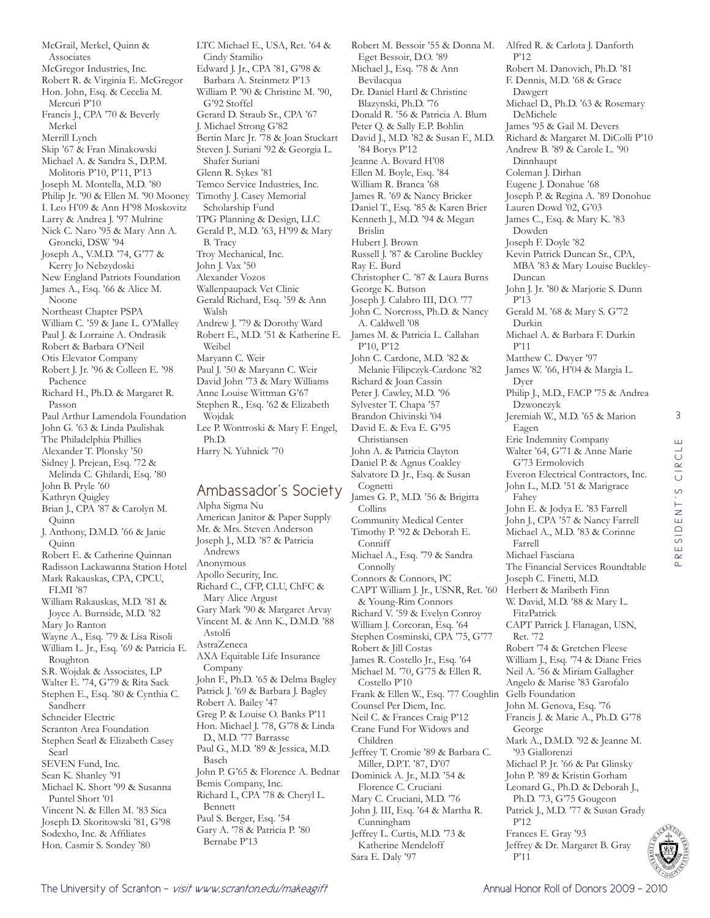McGrail, Merkel, Quinn & Associates
McGregor Industries, Inc.
Robert R. & Virginia E. McGregor
Hon. John, Esq. & Cecelia M. Mercuri P'10
Francis J., CPA '70 & Beverly Merkel
Merrill Lynch
Skip '67 & Fran Minakowski
Michael A. & Sandra S., D.P.M. Molitoris P'10, P'11, P'13
Joseph M. Montella, M.D. '80
Philip Jr. '90 & Ellen M. '90 Mooney
I. Leo H'09 & Ann H'98 Moskovitz
Larry & Andrea J. '97 Mulrine
Nick C. Naro '95 & Mary Ann A. Groncki, DSW '94
Joseph A., V.M.D. '74, G'77 & Kerry Jo Nebzydoski
New England Patriots Foundation
James A., Esq. '66 & Alice M. Noone
Northeast Chapter PSPA
William C. '59 & Jane L. O'Malley
Paul J. & Lorraine A. Ondrasik
Robert & Barbara O'Neil
Otis Elevator Company
Robert J. Jr. '96 & Colleen E. '98 Pachence
Richard H., Ph.D. & Margaret R. Passon
Paul Arthur Lamendola Foundation
John G. '63 & Linda Paulishak
The Philadelphia Phillies
Alexander T. Plonsky '50
Sidney J. Prejean, Esq. '72 & Melinda C. Ghilardi, Esq. '80
John B. Pryle '60
Kathryn Quigley
Brian J., CPA '87 & Carolyn M. Quinn
J. Anthony, D.M.D. '66 & Janie Quinn
Robert E. & Catherine Quinnan
Radisson Lackawanna Station Hotel
Mark Rakauskas, CPA, CPCU, FLMI '87
William Rakauskas, M.D. '81 & Joyce A. Burnside, M.D. '82
Mary Jo Ranton
Wayne A., Esq. '79 & Lisa Risoli
William L. Jr., Esq. '69 & Patricia E. Roughton
S.R. Wojdak & Associates, LP
Walter E. '74, G'79 & Rita Sack
Stephen E., Esq. '80 & Cynthia C. Sandherr
Schneider Electric
Scranton Area Foundation
Stephen Searl & Elizabeth Casey Searl
SEVEN Fund, Inc.
Sean K. Shanley '91
Michael K. Short '99 & Susanna Puntel Short '01
Vincent N. & Ellen M. '83 Sica
Joseph D. Skoritowski '81, G'98
Sodexho, Inc. & Affiliates
Hon. Casmir S. Sondey '80
LTC Michael E., USA, Ret. '64 & Cindy Stamilio
Edward J. Jr., CPA '81, G'98 & Barbara A. Steinmetz P'13
William P. '90 & Christine M. '90, G'92 Stoffel
Gerard D. Straub Sr., CPA '67
J. Michael Strong G'82
Bertin Marc Jr. '78 & Joan Stuckart
Steven J. Suriani '92 & Georgia L. Shafer Suriani
Glenn R. Sykes '81
Temco Service Industries, Inc.
Timothy J. Casey Memorial Scholarship Fund
TPG Planning & Design, LLC
Gerald P., M.D. '63, H'99 & Mary B. Tracy
Troy Mechanical, Inc.
John J. Vax '50
Alexander Vozos
Wallenpaupack Vet Clinic
Gerald Richard, Esq. '59 & Ann Walsh
Andrew J. '79 & Dorothy Ward
Robert E., M.D. '51 & Katherine E. Weibel
Maryann C. Weir
Paul J. '50 & Maryann C. Weir
David John '73 & Mary Williams
Anne Louise Wittman G'67
Stephen R., Esq. '62 & Elizabeth Wojdak
Lee P. Wontroski & Mary F. Engel, Ph.D.
Harry N. Yuhnick '70

## Ambassador's Society

Alpha Sigma Nu
American Janitor & Paper Supply
Mr. & Mrs. Steven Anderson
Joseph J., M.D. '87 & Patricia Andrews
Anonymous
Apollo Security, Inc.
Richard C., CFP, CLU, ChFC & Mary Alice Argust
Gary Mark '90 & Margaret Arvay
Vincent M. & Ann K., D.M.D. '88 Astolfi
AstraZeneca
AXA Equitable Life Insurance Company
John F., Ph.D. '65 & Delma Bagley
Patrick J. '69 & Barbara J. Bagley
Robert A. Bailey '47
Greg P. & Louise O. Banks P'11
Hon. Michael J. '78, G'78 & Linda D., M.D. '77 Barrasse
Paul G., M.D. '89 & Jessica, M.D. Basch
John P. G'65 & Florence A. Bednar
Bemis Company, Inc.
Richard I., CPA '78 & Cheryl L. Bennett
Paul S. Berger, Esq. '54
Gary A. '78 & Patricia P. '80 Bernabe P'13
Robert M. Bessoir '55 & Donna M. Eget Bessoir, D.O. '89
Michael J., Esq. '78 & Ann Bevilacqua
Dr. Daniel Hartl & Christine Blazynski, Ph.D. '76
Donald R. '56 & Patricia A. Blum
Peter Q. & Sally E.P. Bohlin
David J., M.D. '82 & Susan F., M.D. '84 Borys P'12
Jeanne A. Bovard H'08
Ellen M. Boyle, Esq. '84
William R. Branca '68
James R. '69 & Nancy Bricker
Daniel T., Esq. '85 & Karen Brier
Kenneth J., M.D. '94 & Megan Brislin
Hubert J. Brown
Russell J. '87 & Caroline Buckley
Ray E. Burd
Christopher C. '87 & Laura Burns
George K. Butson
Joseph J. Calabro III, D.O. '77
John C. Norcross, Ph.D. & Nancy A. Caldwell '08
James M. & Patricia L. Callahan P'10, P'12
John C. Cardone, M.D. '82 & Melanie Filipczyk-Cardone '82
Richard & Joan Cassin
Peter J. Cawley, M.D. '96
Sylvester T. Chapa '57
Brandon Chivinski '04
David E. & Eva E. G'95 Christiansen
John A. & Patricia Clayton
Daniel P. & Agnus Coakley
Salvatore D. Jr., Esq. & Susan Cognetti
James G. P., M.D. '56 & Brigitta Collins
Community Medical Center
Timothy P. '92 & Deborah E. Conniff
Michael A., Esq. '79 & Sandra Connolly
Connors & Connors, PC
CAPT William J. Jr., USNR, Ret. '60 & Young-Rim Connors
Richard V. '59 & Evelyn Conroy
William J. Corcoran, Esq. '64
Stephen Cosminski, CPA '75, G'77
Robert & Jill Costas
James R. Costello Jr., Esq. '64
Michael M. '70, G'75 & Ellen R. Costello P'10
Frank & Ellen W., Esq. '77 Coughlin
Counsel Per Diem, Inc.
Neil C. & Frances Craig P'12
Crane Fund For Widows and Children
Jeffrey T. Cromie '89 & Barbara C. Miller, D.P.T. '87, D'07
Dominick A. Jr., M.D. '54 & Florence C. Cruciani
Mary C. Cruciani, M.D. '76
John J. III, Esq. '64 & Martha R. Cunningham
Jeffrey L. Curtis, M.D. '73 & Katherine Mendeloff
Sara E. Daly '97
Alfred R. & Carlota J. Danforth P'12
Robert M. Danovich, Ph.D. '81
F. Dennis, M.D. '68 & Grace Dawgert
Michael D., Ph.D. '63 & Rosemary DeMichele
James '95 & Gail M. Devers
Richard & Margaret M. DiColli P'10
Andrew B. '89 & Carole L. '90 Dinnhaupt
Coleman J. Dirhan
Eugene J. Donahue '68
Joseph P. & Regina A. '89 Donohue
Lauren Dowd '02, G'03
James C., Esq. & Mary K. '83 Dowden
Joseph F. Doyle '82
Kevin Patrick Duncan Sr., CPA, MBA '83 & Mary Louise Buckley-Duncan
John J. Jr. '80 & Marjorie S. Dunn P'13
Gerald M. '68 & Mary S. G'72 Durkin
Michael A. & Barbara F. Durkin P'11
Matthew C. Dwyer '97
James W. '66, H'04 & Margia L. Dyer
Philip J., M.D., FACP '75 & Andrea Dzwonczyk
Jeremiah W., M.D. '65 & Marion Eagen
Erie Indemnity Company
Walter '64, G'71 & Anne Marie G'73 Ermolovich
Everon Electrical Contractors, Inc.
John L., M.D. '51 & Marigrace Fahey
John E. & Jodya E. '83 Farrell
John J., CPA '57 & Nancy Farrell
Michael A., M.D. '83 & Corinne Farrell
Michael Fasciana
The Financial Services Roundtable
Joseph C. Finetti, M.D.
Herbert & Maribeth Finn
W. David, M.D. '88 & Mary L. FitzPatrick
CAPT Patrick J. Flanagan, USN, Ret. '72
Robert '74 & Gretchen Fleese
William J., Esq. '74 & Diane Fries
Neil A. '56 & Miriam Gallagher
Angelo & Marise '83 Garofalo
Gelb Foundation
John M. Genova, Esq. '76
Francis J. & Marie A., Ph.D. G'78 George
Mark A., D.M.D. '92 & Jeanne M. '93 Giallorenzi
Michael P. Jr. '66 & Pat Glinsky
John P. '89 & Kristin Gorham
Leonard G., Ph.D. & Deborah J., Ph.D. '73, G'75 Gougeon
Patrick J., M.D. '77 & Susan Grady P'12
Frances E. Gray '93
Jeffrey & Dr. Margaret B. Gray P'11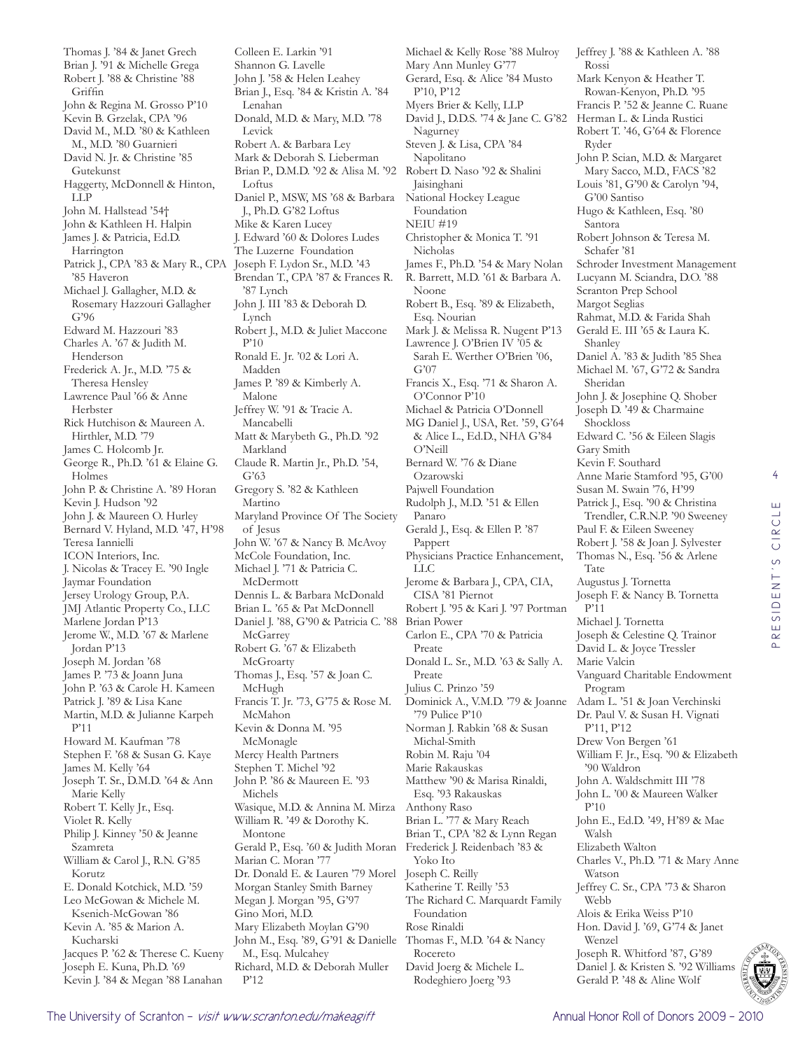Thomas J. '84 & Janet Grech
Brian J. '91 & Michelle Grega
Robert J. '88 & Christine '88 Griffin
John & Regina M. Grosso P'10
Kevin B. Grzelak, CPA '96
David M., M.D. '80 & Kathleen M., M.D. '80 Guarnieri
David N. Jr. & Christine '85 Gutekunst
Haggerty, McDonnell & Hinton, LLP
John M. Hallstead '54†
John & Kathleen H. Halpin
James J. & Patricia, Ed.D. Harrington
Patrick J., CPA '83 & Mary R., CPA '85 Haveron
Michael J. Gallagher, M.D. & Rosemary Hazzouri Gallagher G'96
Edward M. Hazzouri '83
Charles A. '67 & Judith M. Henderson
Frederick A. Jr., M.D. '75 & Theresa Hensley
Lawrence Paul '66 & Anne Herbster
Rick Hutchison & Maureen A. Hirthler, M.D. '79
James C. Holcomb Jr.
George R., Ph.D. '61 & Elaine G. Holmes
John P. & Christine A. '89 Horan
Kevin J. Hudson '92
John J. & Maureen O. Hurley
Bernard V. Hyland, M.D. '47, H'98
Teresa Iannielli
ICON Interiors, Inc.
J. Nicolas & Tracey E. '90 Ingle
Jaymar Foundation
Jersey Urology Group, P.A.
JMJ Atlantic Property Co., LLC
Marlene Jordan P'13
Jerome W., M.D. '67 & Marlene Jordan P'13
Joseph M. Jordan '68
James P. '73 & Joann Juna
John P. '63 & Carole H. Kameen
Patrick J. '89 & Lisa Kane
Martin, M.D. & Julianne Karpeh P'11
Howard M. Kaufman '78
Stephen F. '68 & Susan G. Kaye
James M. Kelly '64
Joseph T. Sr., D.M.D. '64 & Ann Marie Kelly
Robert T. Kelly Jr., Esq.
Violet R. Kelly
Philip J. Kinney '50 & Jeanne Szamreta
William & Carol J., R.N. G'85 Korutz
E. Donald Kotchick, M.D. '59
Leo McGowan & Michele M. Ksenich-McGowan '86
Kevin A. '85 & Marion A. Kucharski
Jacques P. '62 & Therese C. Kueny
Joseph E. Kuna, Ph.D. '69
Kevin J. '84 & Megan '88 Lanahan
Colleen E. Larkin '91
Shannon G. Lavelle
John J. '58 & Helen Leahey
Brian J., Esq. '84 & Kristin A. '84 Lenahan
Donald, M.D. & Mary, M.D. '78 Levick
Robert A. & Barbara Ley
Mark & Deborah S. Lieberman
Brian P., D.M.D. '92 & Alisa M. '92 Loftus
Daniel P., MSW, MS '68 & Barbara J., Ph.D. G'82 Loftus
Mike & Karen Lucey
J. Edward '60 & Dolores Ludes
The Luzerne Foundation
Joseph F. Lydon Sr., M.D. '43
Brendan T., CPA '87 & Frances R. '87 Lynch
John J. III '83 & Deborah D. Lynch
Robert J., M.D. & Juliet Maccone P'10
Ronald E. Jr. '02 & Lori A. Madden
James P. '89 & Kimberly A. Malone
Jeffrey W. '91 & Tracie A. Mancabelli
Matt & Marybeth G., Ph.D. '92 Markland
Claude R. Martin Jr., Ph.D. '54, G'63
Gregory S. '82 & Kathleen Martino
Maryland Province Of The Society of Jesus
John W. '67 & Nancy B. McAvoy
McCole Foundation, Inc.
Michael J. '71 & Patricia C. McDermott
Dennis L. & Barbara McDonald
Brian L. '65 & Pat McDonnell
Daniel J. '88, G'90 & Patricia C. '88 McGarrey
Robert G. '67 & Elizabeth McGroarty
Thomas J., Esq. '57 & Joan C. McHugh
Francis T. Jr. '73, G'75 & Rose M. McMahon
Kevin & Donna M. '95 McMonagle
Mercy Health Partners
Stephen T. Michel '92
John P. '86 & Maureen E. '93 Michels
Wasique, M.D. & Annina M. Mirza
William R. '49 & Dorothy K. Montone
Gerald P., Esq. '60 & Judith Moran
Marian C. Moran '77
Dr. Donald E. & Lauren '79 Morel
Morgan Stanley Smith Barney
Megan J. Morgan '95, G'97
Gino Mori, M.D.
Mary Elizabeth Moylan G'90
John M., Esq. '89, G'91 & Danielle M., Esq. Mulcahey
Richard, M.D. & Deborah Muller P'12
Michael & Kelly Rose '88 Mulroy
Mary Ann Munley G'77
Gerard, Esq. & Alice '84 Musto P'10, P'12
Myers Brier & Kelly, LLP
David J., D.D.S. '74 & Jane C. G'82 Nagurney
Steven J. & Lisa, CPA '84 Napolitano
Robert D. Naso '92 & Shalini Jaisinghani
National Hockey League Foundation
NEIU #19
Christopher & Monica T. '91 Nicholas
James F., Ph.D. '54 & Mary Nolan
R. Barrett, M.D. '61 & Barbara A. Noone
Robert B., Esq. '89 & Elizabeth, Esq. Nourian
Mark J. & Melissa R. Nugent P'13
Lawrence J. O'Brien IV '05 & Sarah E. Werther O'Brien '06, G'07
Francis X., Esq. '71 & Sharon A. O'Connor P'10
Michael & Patricia O'Donnell
MG Daniel J., USA, Ret. '59, G'64 & Alice L., Ed.D., NHA G'84 O'Neill
Bernard W. '76 & Diane Ozarowski
Pajwell Foundation
Rudolph J., M.D. '51 & Ellen Panaro
Gerald J., Esq. & Ellen P. '87 Pappert
Physicians Practice Enhancement, LLC
Jerome & Barbara J., CPA, CIA, CISA '81 Piernot
Robert J. '95 & Kari J. '97 Portman
Brian Power
Carlon E., CPA '70 & Patricia Preate
Donald L. Sr., M.D. '63 & Sally A. Preate
Julius C. Prinzo '59
Dominick A., V.M.D. '79 & Joanne '79 Pulice P'10
Norman J. Rabkin '68 & Susan Michal-Smith
Robin M. Raju '04
Marie Rakauskas
Matthew '90 & Marisa Rinaldi, Esq. '93 Rakauskas
Anthony Raso
Brian L. '77 & Mary Reach
Brian T., CPA '82 & Lynn Regan
Frederick J. Reidenbach '83 & Yoko Ito
Joseph C. Reilly
Katherine T. Reilly '53
The Richard C. Marquardt Family Foundation
Rose Rinaldi
Thomas F., M.D. '64 & Nancy Rocereto
David Joerg & Michele L. Rodeghiero Joerg '93
Jeffrey J. '88 & Kathleen A. '88 Rossi
Mark Kenyon & Heather T. Rowan-Kenyon, Ph.D. '95
Francis P. '52 & Jeanne C. Ruane
Herman L. & Linda Rustici
Robert T. '46, G'64 & Florence Ryder
John P. Scian, M.D. & Margaret Mary Sacco, M.D., FACS '82
Louis '81, G'90 & Carolyn '94, G'00 Santiso
Hugo & Kathleen, Esq. '80 Santora
Robert Johnson & Teresa M. Schafer '81
Schroder Investment Management
Lucyann M. Sciandra, D.O. '88
Scranton Prep School
Margot Seglias
Rahmat, M.D. & Farida Shah
Gerald E. III '65 & Laura K. Shanley
Daniel A. '83 & Judith '85 Shea
Michael M. '67, G'72 & Sandra Sheridan
John J. & Josephine Q. Shober
Joseph D. '49 & Charmaine Shockloss
Edward C. '56 & Eileen Slagis
Gary Smith
Kevin F. Southard
Anne Marie Stamford '95, G'00
Susan M. Swain '76, H'99
Patrick J., Esq. '90 & Christina Trendler, C.R.N.P. '90 Sweeney
Paul F. & Eileen Sweeney
Robert J. '58 & Joan J. Sylvester
Thomas N., Esq. '56 & Arlene Tate
Augustus J. Tornetta
Joseph F. & Nancy B. Tornetta P'11
Michael J. Tornetta
Joseph & Celestine Q. Trainor
David L. & Joyce Tressler
Marie Valcin
Vanguard Charitable Endowment Program
Adam L. '51 & Joan Verchinski
Dr. Paul V. & Susan H. Vignati P'11, P'12
Drew Von Bergen '61
William F. Jr., Esq. '90 & Elizabeth '90 Waldron
John A. Waldschmitt III '78
John L. '00 & Maureen Walker P'10
John E., Ed.D. '49, H'89 & Mae Walsh
Elizabeth Walton
Charles V., Ph.D. '71 & Mary Anne Watson
Jeffrey C. Sr., CPA '73 & Sharon Webb
Alois & Erika Weiss P'10
Hon. David J. '69, G'74 & Janet Wenzel
Joseph R. Whitford '87, G'89
Daniel J. & Kristen S. '92 Williams
Gerald P. '48 & Aline Wolf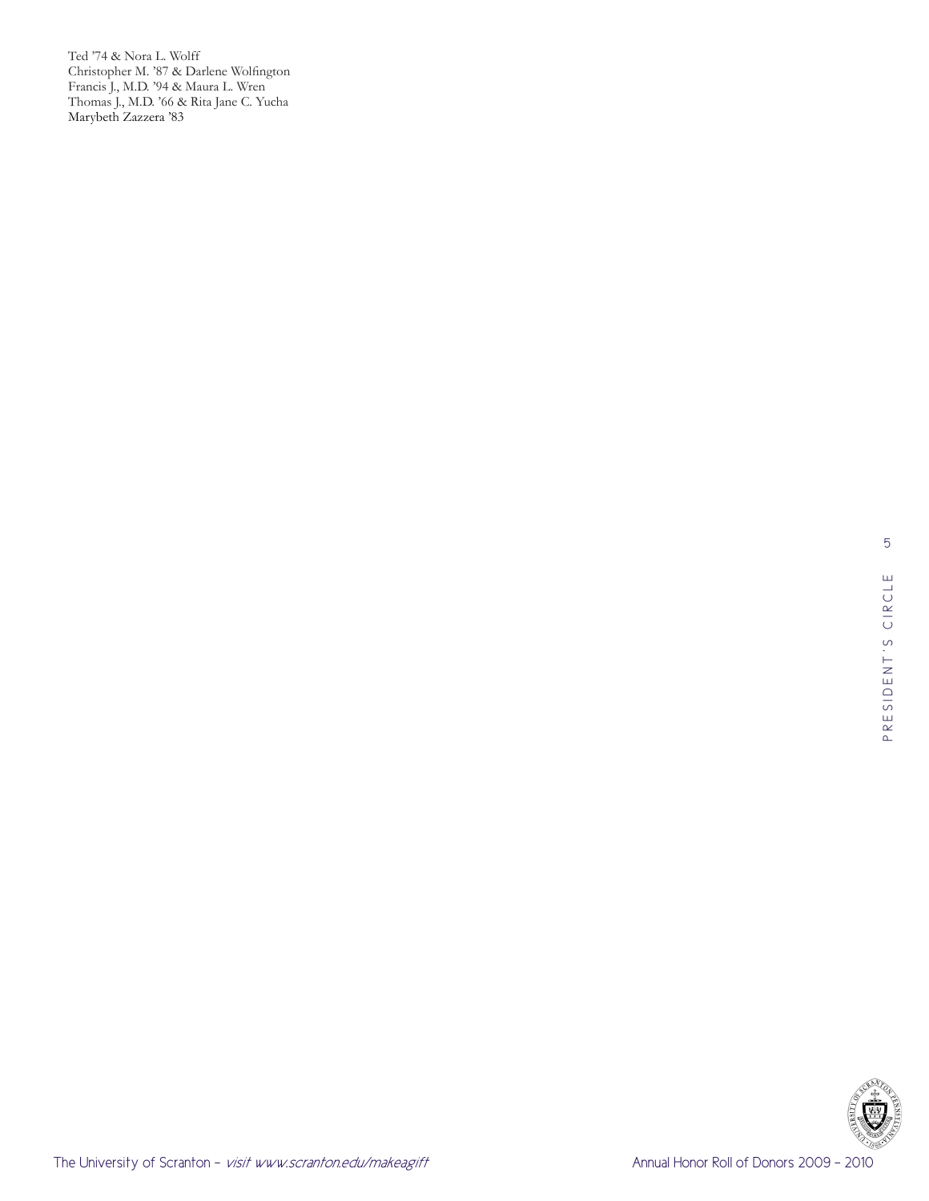Ted '74 & Nora L. Wolff
Christopher M. '87 & Darlene Wolfington
Francis J., M.D. '94 & Maura L. Wren
Thomas J., M.D. '66 & Rita Jane C. Yucha
Marybeth Zazzera '83